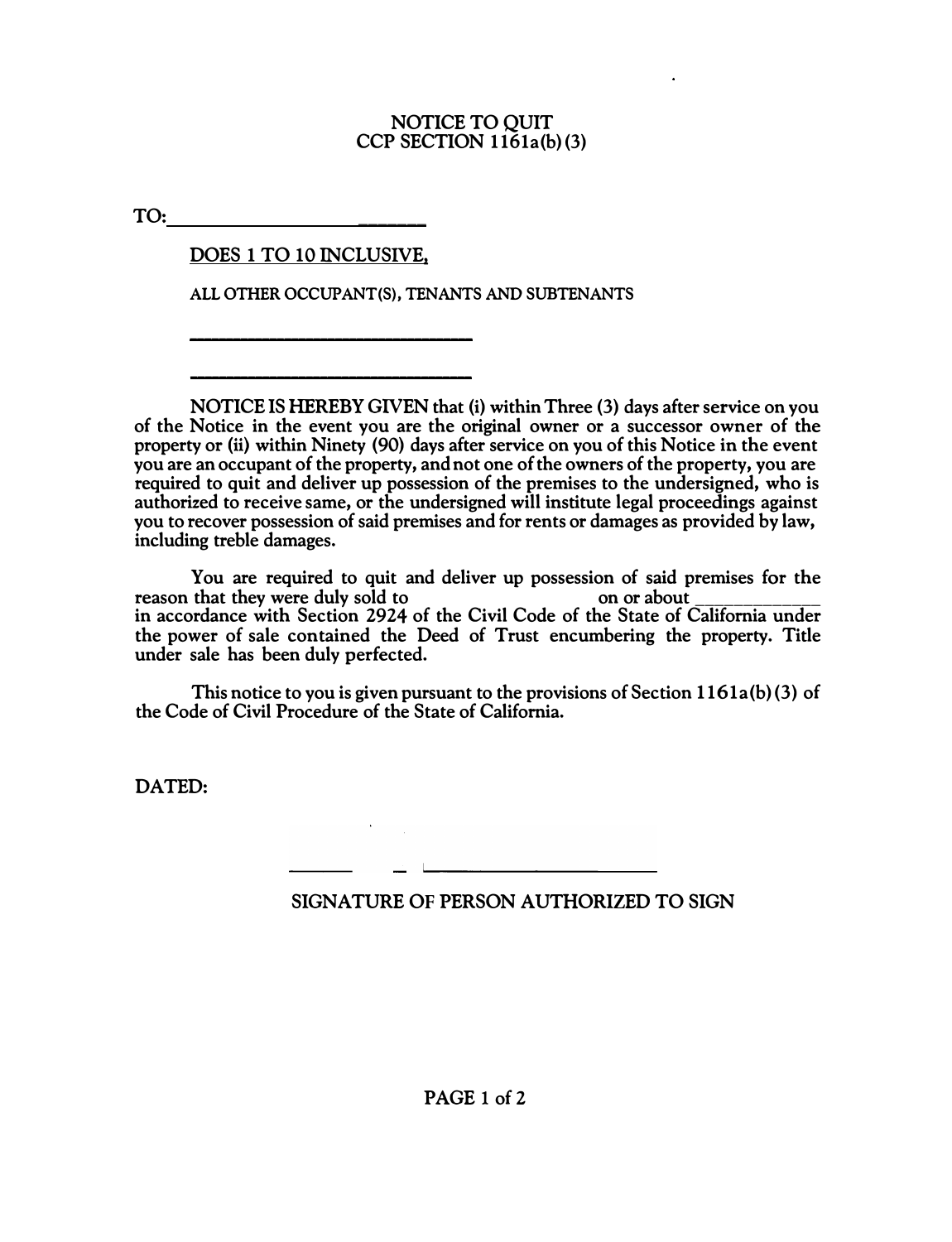# NOTICE TO QUIT
## CCP SECTION 1161a(b)(3)

TO: ______________________________

DOES 1 TO 10 INCLUSIVE,

ALL OTHER OCCUPANT(S), TENANTS AND SUBTENANTS

______________________________

______________________________

NOTICE IS HEREBY GIVEN that (i) within Three (3) days after service on you of the Notice in the event you are the original owner or a successor owner of the property or (ii) within Ninety (90) days after service on you of this Notice in the event you are an occupant of the property, and not one of the owners of the property, you are required to quit and deliver up possession of the premises to the undersigned, who is authorized to receive same, or the undersigned will institute legal proceedings against you to recover possession of said premises and for rents or damages as provided by law, including treble damages.

You are required to quit and deliver up possession of said premises for the reason that they were duly sold to                                    on or about ______________ in accordance with Section 2924 of the Civil Code of the State of California under the power of sale contained the Deed of Trust encumbering the property. Title under sale has been duly perfected.

This notice to you is given pursuant to the provisions of Section 1161a(b)(3) of the Code of Civil Procedure of the State of California.

DATED:

______________________________

SIGNATURE OF PERSON AUTHORIZED TO SIGN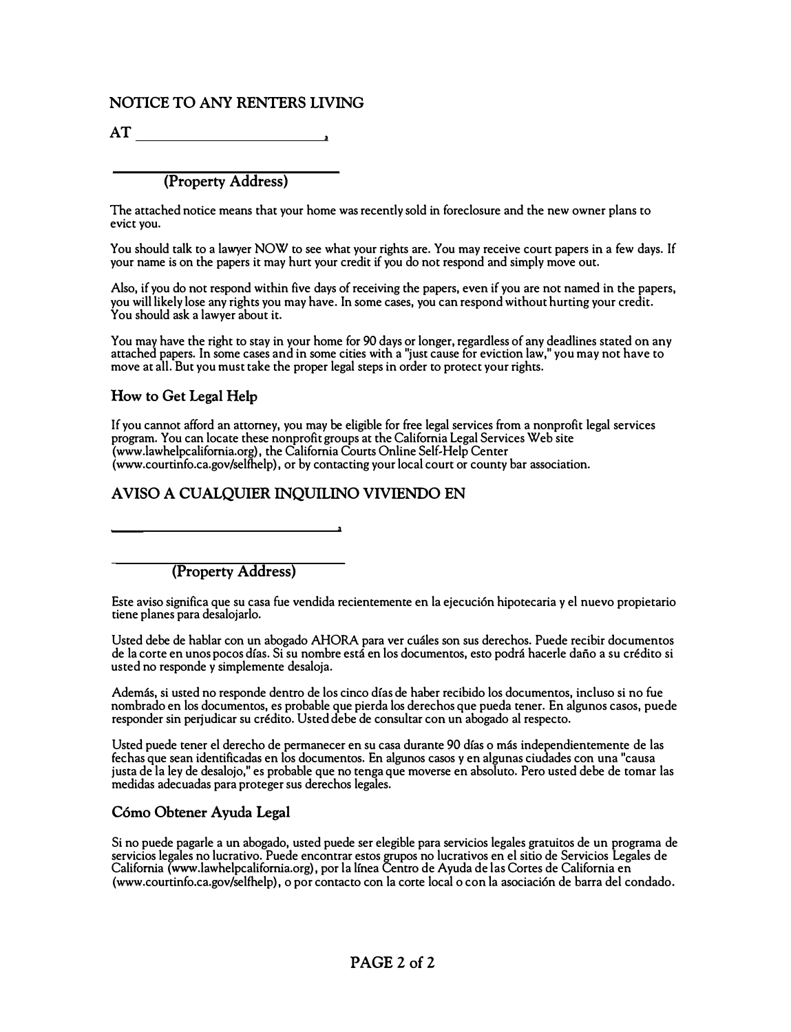## NOTICE TO ANY RENTERS LIVING

AT \_\_\_\_\_\_\_\_\_\_\_\_\_\_\_\_\_\_\_\_\_\_\_\_\_\_\_\_,

\_\_\_\_\_\_\_\_\_\_\_\_\_\_\_\_\_\_\_\_\_\_\_\_\_\_\_\_\_\_
(Property Address)

The attached notice means that your home was recently sold in foreclosure and the new owner plans to evict you.

You should talk to a lawyer NOW to see what your rights are. You may receive court papers in a few days. If your name is on the papers it may hurt your credit if you do not respond and simply move out.

Also, if you do not respond within five days of receiving the papers, even if you are not named in the papers, you will likely lose any rights you may have. In some cases, you can respond without hurting your credit. You should ask a lawyer about it.

You may have the right to stay in your home for 90 days or longer, regardless of any deadlines stated on any attached papers. In some cases and in some cities with a "just cause for eviction law," you may not have to move at all. But you must take the proper legal steps in order to protect your rights.

### How to Get Legal Help

If you cannot afford an attorney, you may be eligible for free legal services from a nonprofit legal services program. You can locate these nonprofit groups at the California Legal Services Web site (www.lawhelpcalifornia.org), the California Courts Online Self-Help Center (www.courtinfo.ca.gov/selfhelp), or by contacting your local court or county bar association.

## AVISO A CUALQUIER INQUILINO VIVIENDO EN

\_\_\_\_\_\_\_\_\_\_\_\_\_\_\_\_\_\_\_\_\_\_\_\_\_\_\_\_\_\_,

\_\_\_\_\_\_\_\_\_\_\_\_\_\_\_\_\_\_\_\_\_\_\_\_\_\_\_\_\_\_
(Property Address)

Este aviso significa que su casa fue vendida recientemente en la ejecución hipotecaria y el nuevo propietario tiene planes para desalojarlo.

Usted debe de hablar con un abogado AHORA para ver cuáles son sus derechos. Puede recibir documentos de la corte en unos pocos días. Si su nombre está en los documentos, esto podrá hacerle daño a su crédito si usted no responde y simplemente desaloja.

Además, si usted no responde dentro de los cinco días de haber recibido los documentos, incluso si no fue nombrado en los documentos, es probable que pierda los derechos que pueda tener. En algunos casos, puede responder sin perjudicar su crédito. Usted debe de consultar con un abogado al respecto.

Usted puede tener el derecho de permanecer en su casa durante 90 días o más independientemente de las fechas que sean identificadas en los documentos. En algunos casos y en algunas ciudades con una "causa justa de la ley de desalojo," es probable que no tenga que moverse en absoluto. Pero usted debe de tomar las medidas adecuadas para proteger sus derechos legales.

### Cómo Obtener Ayuda Legal

Si no puede pagarle a un abogado, usted puede ser elegible para servicios legales gratuitos de un programa de servicios legales no lucrativo. Puede encontrar estos grupos no lucrativos en el sitio de Servicios Legales de California (www.lawhelpcalifornia.org), por la línea Centro de Ayuda de las Cortes de California en (www.courtinfo.ca.gov/selfhelp), o por contacto con la corte local o con la asociación de barra del condado.